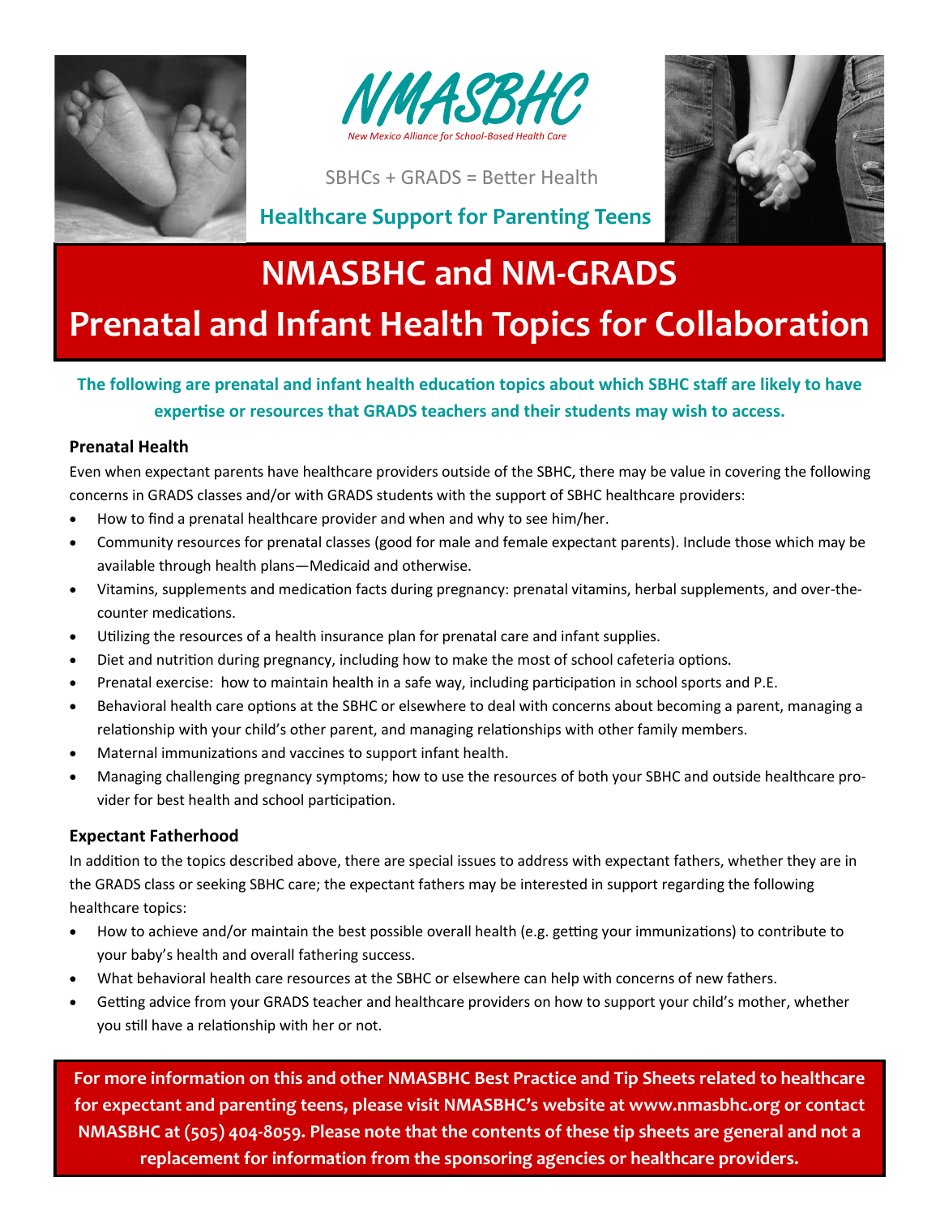NMASBHC

*New Mexico Alliance for School-Based Health Care*

SBHCs + GRADS = Better Health

**Healthcare Support for Parenting Teens**

# NMASBHC and NM-GRADS
# Prenatal and Infant Health Topics for Collaboration

**The following are prenatal and infant health education topics about which SBHC staff are likely to have expertise or resources that GRADS teachers and their students may wish to access.**

### Prenatal Health

Even when expectant parents have healthcare providers outside of the SBHC, there may be value in covering the following concerns in GRADS classes and/or with GRADS students with the support of SBHC healthcare providers:

- How to find a prenatal healthcare provider and when and why to see him/her.
- Community resources for prenatal classes (good for male and female expectant parents). Include those which may be available through health plans—Medicaid and otherwise.
- Vitamins, supplements and medication facts during pregnancy: prenatal vitamins, herbal supplements, and over-the-counter medications.
- Utilizing the resources of a health insurance plan for prenatal care and infant supplies.
- Diet and nutrition during pregnancy, including how to make the most of school cafeteria options.
- Prenatal exercise: how to maintain health in a safe way, including participation in school sports and P.E.
- Behavioral health care options at the SBHC or elsewhere to deal with concerns about becoming a parent, managing a relationship with your child's other parent, and managing relationships with other family members.
- Maternal immunizations and vaccines to support infant health.
- Managing challenging pregnancy symptoms; how to use the resources of both your SBHC and outside healthcare provider for best health and school participation.

### Expectant Fatherhood

In addition to the topics described above, there are special issues to address with expectant fathers, whether they are in the GRADS class or seeking SBHC care; the expectant fathers may be interested in support regarding the following healthcare topics:

- How to achieve and/or maintain the best possible overall health (e.g. getting your immunizations) to contribute to your baby's health and overall fathering success.
- What behavioral health care resources at the SBHC or elsewhere can help with concerns of new fathers.
- Getting advice from your GRADS teacher and healthcare providers on how to support your child's mother, whether you still have a relationship with her or not.

**For more information on this and other NMASBHC Best Practice and Tip Sheets related to healthcare for expectant and parenting teens, please visit NMASBHC's website at www.nmasbhc.org or contact NMASBHC at (505) 404-8059. Please note that the contents of these tip sheets are general and not a replacement for information from the sponsoring agencies or healthcare providers.**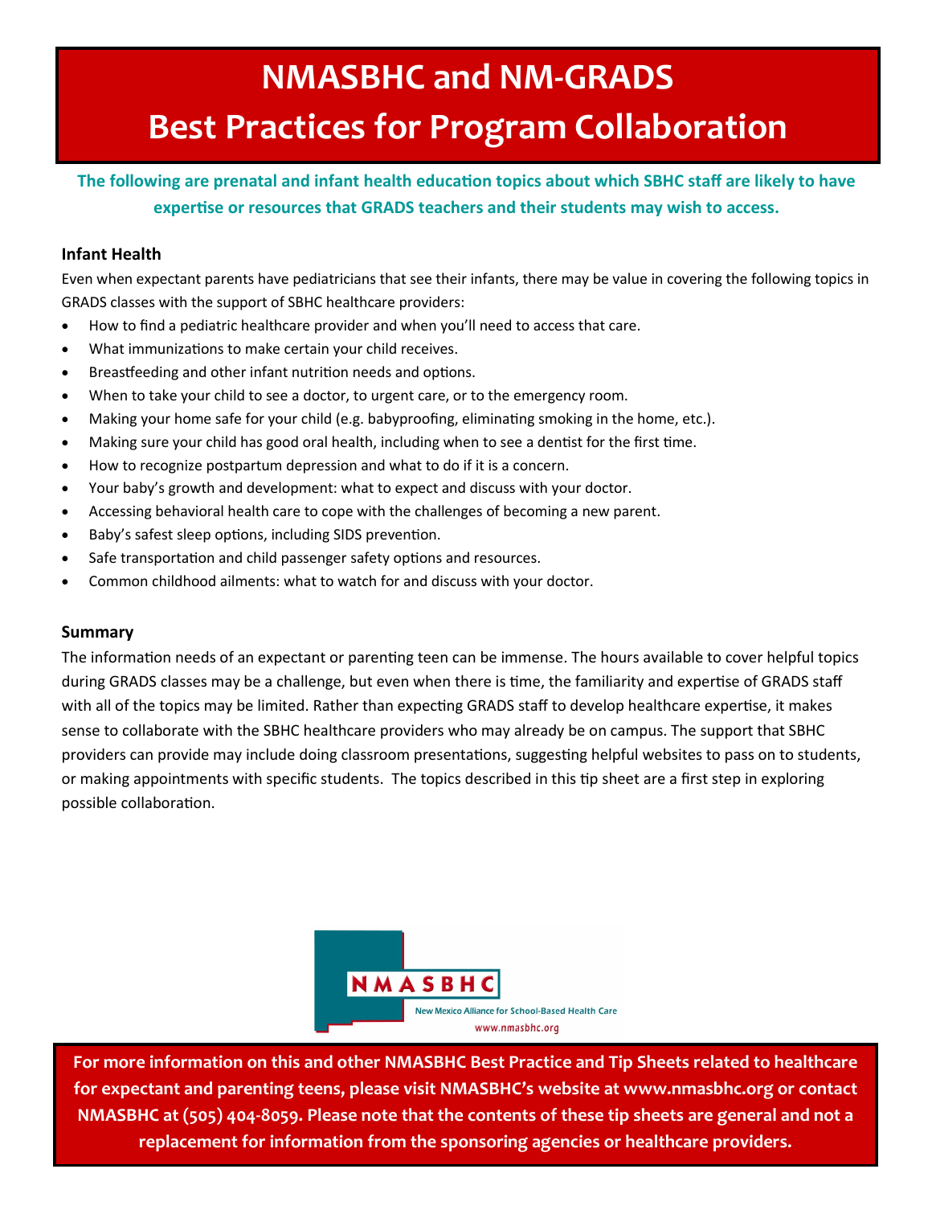# NMASBHC and NM-GRADS
# Best Practices for Program Collaboration

**The following are prenatal and infant health education topics about which SBHC staff are likely to have expertise or resources that GRADS teachers and their students may wish to access.**

### Infant Health

Even when expectant parents have pediatricians that see their infants, there may be value in covering the following topics in GRADS classes with the support of SBHC healthcare providers:

- How to find a pediatric healthcare provider and when you'll need to access that care.
- What immunizations to make certain your child receives.
- Breastfeeding and other infant nutrition needs and options.
- When to take your child to see a doctor, to urgent care, or to the emergency room.
- Making your home safe for your child (e.g. babyproofing, eliminating smoking in the home, etc.).
- Making sure your child has good oral health, including when to see a dentist for the first time.
- How to recognize postpartum depression and what to do if it is a concern.
- Your baby's growth and development: what to expect and discuss with your doctor.
- Accessing behavioral health care to cope with the challenges of becoming a new parent.
- Baby's safest sleep options, including SIDS prevention.
- Safe transportation and child passenger safety options and resources.
- Common childhood ailments: what to watch for and discuss with your doctor.

### Summary

The information needs of an expectant or parenting teen can be immense. The hours available to cover helpful topics during GRADS classes may be a challenge, but even when there is time, the familiarity and expertise of GRADS staff with all of the topics may be limited. Rather than expecting GRADS staff to develop healthcare expertise, it makes sense to collaborate with the SBHC healthcare providers who may already be on campus. The support that SBHC providers can provide may include doing classroom presentations, suggesting helpful websites to pass on to students, or making appointments with specific students. The topics described in this tip sheet are a first step in exploring possible collaboration.

NMASBHC

New Mexico Alliance for School-Based Health Care

www.nmasbhc.org

**For more information on this and other NMASBHC Best Practice and Tip Sheets related to healthcare for expectant and parenting teens, please visit NMASBHC's website at www.nmasbhc.org or contact NMASBHC at (505) 404-8059. Please note that the contents of these tip sheets are general and not a replacement for information from the sponsoring agencies or healthcare providers.**